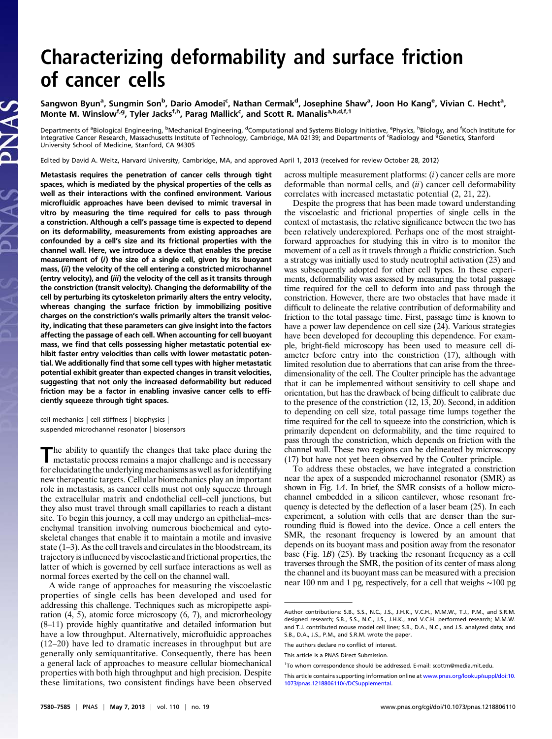# Characterizing deformability and surface friction of cancer cells

Sangwon Byun[a], Sungmin Son[b], Dario Amodei[c], Nathan Cermak[d], Josephine Shaw[a], Joon Ho Kang[e], Vivian C. Hecht[a], Monte M. Winslow[f,g], Tyler Jacks[f,h], Parag Mallick[c], and Scott R. Manalis[a,b,d,f,1]

Departments of [a]Biological Engineering, [b]Mechanical Engineering, [d]Computational and Systems Biology Initiative, [e]Physics, [h]Biology, and [f]Koch Institute for Integrative Cancer Research, Massachusetts Institute of Technology, Cambridge, MA 02139; and Departments of [c]Radiology and [g]Genetics, Stanford University School of Medicine, Stanford, CA 94305

Edited by David A. Weitz, Harvard University, Cambridge, MA, and approved April 1, 2013 (received for review October 28, 2012)

**Metastasis requires the penetration of cancer cells through tight spaces, which is mediated by the physical properties of the cells as well as their interactions with the confined environment. Various microfluidic approaches have been devised to mimic traversal in vitro by measuring the time required for cells to pass through a constriction. Although a cell's passage time is expected to depend on its deformability, measurements from existing approaches are confounded by a cell's size and its frictional properties with the channel wall. Here, we introduce a device that enables the precise measurement of (*i*) the size of a single cell, given by its buoyant mass, (*ii*) the velocity of the cell entering a constricted microchannel (entry velocity), and (*iii*) the velocity of the cell as it transits through the constriction (transit velocity). Changing the deformability of the cell by perturbing its cytoskeleton primarily alters the entry velocity, whereas changing the surface friction by immobilizing positive charges on the constriction's walls primarily alters the transit velocity, indicating that these parameters can give insight into the factors affecting the passage of each cell. When accounting for cell buoyant mass, we find that cells possessing higher metastatic potential exhibit faster entry velocities than cells with lower metastatic potential. We additionally find that some cell types with higher metastatic potential exhibit greater than expected changes in transit velocities, suggesting that not only the increased deformability but reduced friction may be a factor in enabling invasive cancer cells to efficiently squeeze through tight spaces.**

cell mechanics | cell stiffness | biophysics | suspended microchannel resonator | biosensors

The ability to quantify the changes that take place during the metastatic process remains a major challenge and is necessary for elucidating the underlying mechanisms as well as for identifying new therapeutic targets. Cellular biomechanics play an important role in metastasis, as cancer cells must not only squeeze through the extracellular matrix and endothelial cell–cell junctions, but they also must travel through small capillaries to reach a distant site. To begin this journey, a cell may undergo an epithelial–mesenchymal transition involving numerous biochemical and cytoskeletal changes that enable it to maintain a motile and invasive state (1–3). As the cell travels and circulates in the bloodstream, its trajectory is influenced by viscoelastic and frictional properties, the latter of which is governed by cell surface interactions as well as normal forces exerted by the cell on the channel wall.

A wide range of approaches for measuring the viscoelastic properties of single cells has been developed and used for addressing this challenge. Techniques such as micropipette aspiration (4, 5), atomic force microscopy (6, 7), and microrheology (8–11) provide highly quantitative and detailed information but have a low throughput. Alternatively, microfluidic approaches (12–20) have led to dramatic increases in throughput but are generally only semiquantitative. Consequently, there has been a general lack of approaches to measure cellular biomechanical properties with both high throughput and high precision. Despite these limitations, two consistent findings have been observed across multiple measurement platforms: (*i*) cancer cells are more deformable than normal cells, and (*ii*) cancer cell deformability correlates with increased metastatic potential (2, 21, 22).

Despite the progress that has been made toward understanding the viscoelastic and frictional properties of single cells in the context of metastasis, the relative significance between the two has been relatively underexplored. Perhaps one of the most straightforward approaches for studying this in vitro is to monitor the movement of a cell as it travels through a fluidic constriction. Such a strategy was initially used to study neutrophil activation (23) and was subsequently adopted for other cell types. In these experiments, deformability was assessed by measuring the total passage time required for the cell to deform into and pass through the constriction. However, there are two obstacles that have made it difficult to delineate the relative contribution of deformability and friction to the total passage time. First, passage time is known to have a power law dependence on cell size (24). Various strategies have been developed for decoupling this dependence. For example, bright-field microscopy has been used to measure cell diameter before entry into the constriction (17), although with limited resolution due to aberrations that can arise from the three-dimensionality of the cell. The Coulter principle has the advantage that it can be implemented without sensitivity to cell shape and orientation, but has the drawback of being difficult to calibrate due to the presence of the constriction (12, 13, 20). Second, in addition to depending on cell size, total passage time lumps together the time required for the cell to squeeze into the constriction, which is primarily dependent on deformability, and the time required to pass through the constriction, which depends on friction with the channel wall. These two regions can be delineated by microscopy (17) but have not yet been observed by the Coulter principle.

To address these obstacles, we have integrated a constriction near the apex of a suspended microchannel resonator (SMR) as shown in Fig. 1*A*. In brief, the SMR consists of a hollow microchannel embedded in a silicon cantilever, whose resonant frequency is detected by the deflection of a laser beam (25). In each experiment, a solution with cells that are denser than the surrounding fluid is flowed into the device. Once a cell enters the SMR, the resonant frequency is lowered by an amount that depends on its buoyant mass and position away from the resonator base (Fig. 1*B*) (25). By tracking the resonant frequency as a cell traverses through the SMR, the position of its center of mass along the channel and its buoyant mass can be measured with a precision near 100 nm and 1 pg, respectively, for a cell that weighs ∼100 pg

Author contributions: S.B., S.S., N.C., J.S., J.H.K., V.C.H., M.M.W., T.J., P.M., and S.R.M. designed research; S.B., S.S., N.C., J.S., J.H.K., and V.C.H. performed research; M.M.W. and T.J. contributed mouse model cell lines; S.B., D.A., N.C., and J.S. analyzed data; and S.B., D.A., J.S., P.M., and S.R.M. wrote the paper.

The authors declare no conflict of interest.

This article is a PNAS Direct Submission.

[1]To whom correspondence should be addressed. E-mail: scottm@media.mit.edu.

This article contains supporting information online at www.pnas.org/lookup/suppl/doi:10.1073/pnas.1218806110/-/DCSupplemental.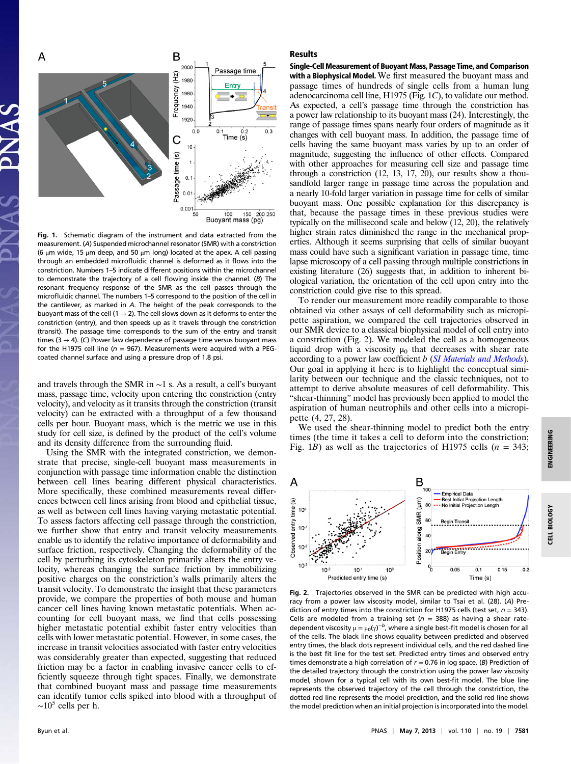A

1 5 4 3 2

B

Frequency (Hz)

2000 1980 1960 1940 1920

1 Passage time 5

Entry

4

Transit

3

2

0.0 0.1 0.2 0.3

Time (s)

C

Passage time (s)

10 1 0.1 0.01 0.001

50 100 150 200 250

Buoyant mass (pg)

**Fig. 1.** Schematic diagram of the instrument and data extracted from the measurement. (*A*) Suspended microchannel resonator (SMR) with a constriction (6 μm wide, 15 μm deep, and 50 μm long) located at the apex. A cell passing through an embedded microfluidic channel is deformed as it flows into the constriction. Numbers 1–5 indicate different positions within the microchannel to demonstrate the trajectory of a cell flowing inside the channel. (*B*) The resonant frequency response of the SMR as the cell passes through the microfluidic channel. The numbers 1–5 correspond to the position of the cell in the cantilever, as marked in *A*. The height of the peak corresponds to the buoyant mass of the cell (1 → 2). The cell slows down as it deforms to enter the constriction (entry), and then speeds up as it travels through the constriction (transit). The passage time corresponds to the sum of the entry and transit times (3 → 4). (*C*) Power law dependence of passage time versus buoyant mass for the H1975 cell line ($n$ = 967). Measurements were acquired with a PEG-coated channel surface and using a pressure drop of 1.8 psi.

and travels through the SMR in ~1 s. As a result, a cell's buoyant mass, passage time, velocity upon entering the constriction (entry velocity), and velocity as it transits through the constriction (transit velocity) can be extracted with a throughput of a few thousand cells per hour. Buoyant mass, which is the metric we use in this study for cell size, is defined by the product of the cell's volume and its density difference from the surrounding fluid.

Using the SMR with the integrated constriction, we demonstrate that precise, single-cell buoyant mass measurements in conjunction with passage time information enable the distinction between cell lines bearing different physical characteristics. More specifically, these combined measurements reveal differences between cell lines arising from blood and epithelial tissue, as well as between cell lines having varying metastatic potential. To assess factors affecting cell passage through the constriction, we further show that entry and transit velocity measurements enable us to identify the relative importance of deformability and surface friction, respectively. Changing the deformability of the cell by perturbing its cytoskeleton primarily alters the entry velocity, whereas changing the surface friction by immobilizing positive charges on the constriction's walls primarily alters the transit velocity. To demonstrate the insight that these parameters provide, we compare the properties of both mouse and human cancer cell lines having known metastatic potentials. When accounting for cell buoyant mass, we find that cells possessing higher metastatic potential exhibit faster entry velocities than cells with lower metastatic potential. However, in some cases, the increase in transit velocities associated with faster entry velocities was considerably greater than expected, suggesting that reduced friction may be a factor in enabling invasive cancer cells to efficiently squeeze through tight spaces. Finally, we demonstrate that combined buoyant mass and passage time measurements can identify tumor cells spiked into blood with a throughput of ~$10^5$ cells per h.

## Results

**Single-Cell Measurement of Buoyant Mass, Passage Time, and Comparison with a Biophysical Model.** We first measured the buoyant mass and passage times of hundreds of single cells from a human lung adenocarcinoma cell line, H1975 (Fig. 1*C*), to validate our method. As expected, a cell's passage time through the constriction has a power law relationship to its buoyant mass (24). Interestingly, the range of passage times spans nearly four orders of magnitude as it changes with cell buoyant mass. In addition, the passage time of cells having the same buoyant mass varies by up to an order of magnitude, suggesting the influence of other effects. Compared with other approaches for measuring cell size and passage time through a constriction (12, 13, 17, 20), our results show a thousandfold larger range in passage time across the population and a nearly 10-fold larger variation in passage time for cells of similar buoyant mass. One possible explanation for this discrepancy is that, because the passage times in these previous studies were typically on the millisecond scale and below (12, 20), the relatively higher strain rates diminished the range in the mechanical properties. Although it seems surprising that cells of similar buoyant mass could have such a significant variation in passage time, time lapse microscopy of a cell passing through multiple constrictions in existing literature (26) suggests that, in addition to inherent biological variation, the orientation of the cell upon entry into the constriction could give rise to this spread.

To render our measurement more readily comparable to those obtained via other assays of cell deformability such as micropipette aspiration, we compared the cell trajectories observed in our SMR device to a classical biophysical model of cell entry into a constriction (Fig. 2). We modeled the cell as a homogeneous liquid drop with a viscosity $\mu_0$ that decreases with shear rate according to a power law coefficient $b$ (*SI Materials and Methods*). Our goal in applying it here is to highlight the conceptual similarity between our technique and the classic techniques, not to attempt to derive absolute measures of cell deformability. This "shear-thinning" model has previously been applied to model the aspiration of human neutrophils and other cells into a micropipette (4, 27, 28).

We used the shear-thinning model to predict both the entry times (the time it takes a cell to deform into the constriction; Fig. 1*B*) as well as the trajectories of H1975 cells ($n$ = 343;

A

Observed entry time (s)

$10^0$ $10^{-1}$ $10^{-2}$ $10^{-3}$

$10^{-2}$ $10^{-1}$ $10^0$

Predicted entry time (s)

B

Position along SMR (μm)

100 80 60 40 20 0

Empirical Data

Best Initial Projection Length

No Initial Projection Length

Begin Transit

Begin Entry

0 0.05 0.1 0.15 0.2

Time (s)

**Fig. 2.** Trajectories observed in the SMR can be predicted with high accuracy from a power law viscosity model, similar to Tsai et al. (28). (*A*) Prediction of entry times into the constriction for H1975 cells (test set, $n$ = 343). Cells are modeled from a training set ($n$ = 388) as having a shear rate-dependent viscosity $\mu = \mu_0(\gamma)^{-b}$, where a single best-fit model is chosen for all of the cells. The black line shows equality between predicted and observed entry times, the black dots represent individual cells, and the red dashed line is the best fit line for the test set. Predicted entry times and observed entry times demonstrate a high correlation of $r$ = 0.76 in log space. (*B*) Prediction of the detailed trajectory through the constriction using the power law viscosity model, shown for a typical cell with its own best-fit model. The blue line represents the observed trajectory of the cell through the constriction, the dotted red line represents the model prediction, and the solid red line shows the model prediction when an initial projection is incorporated into the model.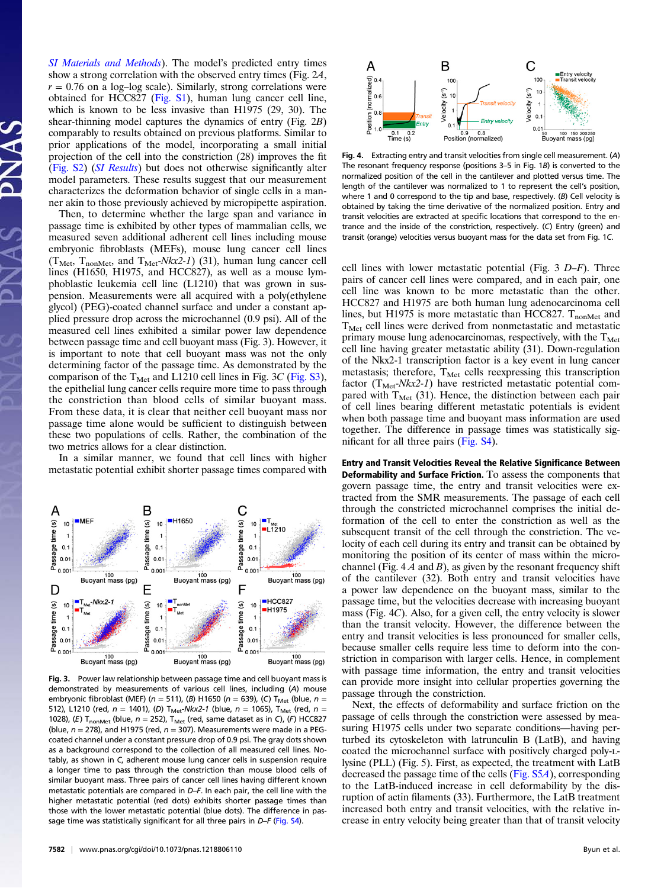*SI Materials and Methods*). The model's predicted entry times show a strong correlation with the observed entry times (Fig. 2*A*, $r = 0.76$ on a log–log scale). Similarly, strong correlations were obtained for HCC827 (Fig. S1), human lung cancer cell line, which is known to be less invasive than H1975 (29, 30). The shear-thinning model captures the dynamics of entry (Fig. 2*B*) comparably to results obtained on previous platforms. Similar to prior applications of the model, incorporating a small initial projection of the cell into the constriction (28) improves the fit (Fig. S2) (*SI Results*) but does not otherwise significantly alter model parameters. These results suggest that our measurement characterizes the deformation behavior of single cells in a manner akin to those previously achieved by micropipette aspiration.

Then, to determine whether the large span and variance in passage time is exhibited by other types of mammalian cells, we measured seven additional adherent cell lines including mouse embryonic fibroblasts (MEFs), mouse lung cancer cell lines ($T_{Met}$, $T_{nonMet}$, and $T_{Met}$-*Nkx2-1*) (31), human lung cancer cell lines (H1650, H1975, and HCC827), as well as a mouse lymphoblastic leukemia cell line (L1210) that was grown in suspension. Measurements were all acquired with a poly(ethylene glycol) (PEG)-coated channel surface and under a constant applied pressure drop across the microchannel (0.9 psi). All of the measured cell lines exhibited a similar power law dependence between passage time and cell buoyant mass (Fig. 3). However, it is important to note that cell buoyant mass was not the only determining factor of the passage time. As demonstrated by the comparison of the $T_{Met}$ and L1210 cell lines in Fig. 3*C* (Fig. S3), the epithelial lung cancer cells require more time to pass through the constriction than blood cells of similar buoyant mass. From these data, it is clear that neither cell buoyant mass nor passage time alone would be sufficient to distinguish between these two populations of cells. Rather, the combination of the two metrics allows for a clear distinction.

In a similar manner, we found that cell lines with higher metastatic potential exhibit shorter passage times compared with cell lines with lower metastatic potential (Fig. 3 *D*–*F*). Three pairs of cancer cell lines were compared, and in each pair, one cell line was known to be more metastatic than the other. HCC827 and H1975 are both human lung adenocarcinoma cell lines, but H1975 is more metastatic than HCC827. $T_{nonMet}$ and $T_{Met}$ cell lines were derived from nonmetastatic and metastatic primary mouse lung adenocarcinomas, respectively, with the $T_{Met}$ cell line having greater metastatic ability (31). Down-regulation of the Nkx2-1 transcription factor is a key event in lung cancer metastasis; therefore, $T_{Met}$ cells reexpressing this transcription factor ($T_{Met}$-*Nkx2-1*) have restricted metastatic potential compared with $T_{Met}$ (31). Hence, the distinction between each pair of cell lines bearing different metastatic potentials is evident when both passage time and buoyant mass information are used together. The difference in passage times was statistically significant for all three pairs (Fig. S4).

**Fig. 3.** Power law relationship between passage time and cell buoyant mass is demonstrated by measurements of various cell lines, including (*A*) mouse embryonic fibroblast (MEF) ($n = 511$), (*B*) H1650 ($n = 639$), (*C*) $T_{Met}$ (blue, $n = 512$), L1210 (red, $n = 1401$), (*D*) $T_{Met}$-*Nkx2-1* (blue, $n = 1065$), $T_{Met}$ (red, $n = 1028$), (*E*) $T_{nonMet}$ (blue, $n = 252$), $T_{Met}$ (red, same dataset as in *C*), (*F*) HCC827 (blue, $n = 278$), and H1975 (red, $n = 307$). Measurements were made in a PEG-coated channel under a constant pressure drop of 0.9 psi. The gray dots shown as a background correspond to the collection of all measured cell lines. Notably, as shown in *C*, adherent mouse lung cancer cells in suspension require a longer time to pass through the constriction than mouse blood cells of similar buoyant mass. Three pairs of cancer cell lines having different known metastatic potentials are compared in *D*–*F*. In each pair, the cell line with the higher metastatic potential (red dots) exhibits shorter passage times than those with the lower metastatic potential (blue dots). The difference in passage time was statistically significant for all three pairs in *D*–*F* (Fig. S4).

**Fig. 4.** Extracting entry and transit velocities from single cell measurement. (*A*) The resonant frequency response (positions 3–5 in Fig. 1*B*) is converted to the normalized position of the cell in the cantilever and plotted versus time. The length of the cantilever was normalized to 1 to represent the cell's position, where 1 and 0 correspond to the tip and base, respectively. (*B*) Cell velocity is obtained by taking the time derivative of the normalized position. Entry and transit velocities are extracted at specific locations that correspond to the entrance and the inside of the constriction, respectively. (*C*) Entry (green) and transit (orange) velocities versus buoyant mass for the data set from Fig. 1*C*.

## Entry and Transit Velocities Reveal the Relative Significance Between Deformability and Surface Friction.

To assess the components that govern passage time, the entry and transit velocities were extracted from the SMR measurements. The passage of each cell through the constricted microchannel comprises the initial deformation of the cell to enter the constriction as well as the subsequent transit of the cell through the constriction. The velocity of each cell during its entry and transit can be obtained by monitoring the position of its center of mass within the microchannel (Fig. 4 *A* and *B*), as given by the resonant frequency shift of the cantilever (32). Both entry and transit velocities have a power law dependence on the buoyant mass, similar to the passage time, but the velocities decrease with increasing buoyant mass (Fig. 4*C*). Also, for a given cell, the entry velocity is slower than the transit velocity. However, the difference between the entry and transit velocities is less pronounced for smaller cells, because smaller cells require less time to deform into the constriction in comparison with larger cells. Hence, in complement with passage time information, the entry and transit velocities can provide more insight into cellular properties governing the passage through the constriction.

Next, the effects of deformability and surface friction on the passage of cells through the constriction were assessed by measuring H1975 cells under two separate conditions—having perturbed its cytoskeleton with latrunculin B (LatB), and having coated the microchannel surface with positively charged poly-L-lysine (PLL) (Fig. 5). First, as expected, the treatment with LatB decreased the passage time of the cells (Fig. S5*A*), corresponding to the LatB-induced increase in cell deformability by the disruption of actin filaments (33). Furthermore, the LatB treatment increased both entry and transit velocities, with the relative increase in entry velocity being greater than that of transit velocity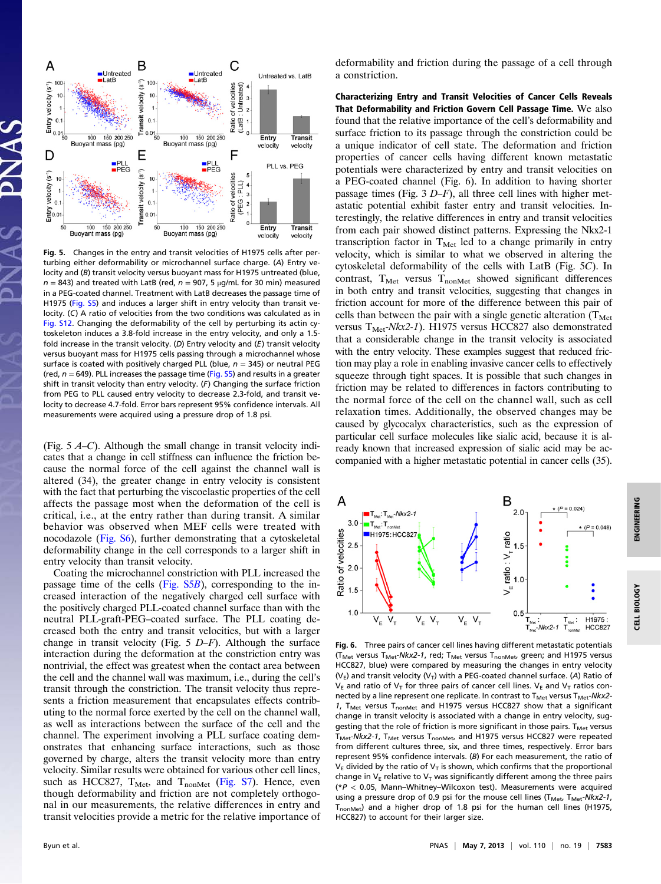**Fig. 5.** Changes in the entry and transit velocities of H1975 cells after perturbing either deformability or microchannel surface charge. (*A*) Entry velocity and (*B*) transit velocity versus buoyant mass for H1975 untreated (blue, $n = 843$) and treated with LatB (red, $n = 907$, 5 μg/mL for 30 min) measured in a PEG-coated channel. Treatment with LatB decreases the passage time of H1975 (Fig. S5) and induces a larger shift in entry velocity than transit velocity. (*C*) A ratio of velocities from the two conditions was calculated as in Fig. S12. Changing the deformability of the cell by perturbing its actin cytoskeleton induces a 3.8-fold increase in the entry velocity, and only a 1.5-fold increase in the transit velocity. (*D*) Entry velocity and (*E*) transit velocity versus buoyant mass for H1975 cells passing through a microchannel whose surface is coated with positively charged PLL (blue, $n = 345$) or neutral PEG (red, $n = 649$). PLL increases the passage time (Fig. S5) and results in a greater shift in transit velocity than entry velocity. (*F*) Changing the surface friction from PEG to PLL caused entry velocity to decrease 2.3-fold, and transit velocity to decrease 4.7-fold. Error bars represent 95% confidence intervals. All measurements were acquired using a pressure drop of 1.8 psi.

(Fig. 5 *A–C*). Although the small change in transit velocity indicates that a change in cell stiffness can influence the friction because the normal force of the cell against the channel wall is altered (34), the greater change in entry velocity is consistent with the fact that perturbing the viscoelastic properties of the cell affects the passage most when the deformation of the cell is critical, i.e., at the entry rather than during transit. A similar behavior was observed when MEF cells were treated with nocodazole (Fig. S6), further demonstrating that a cytoskeletal deformability change in the cell corresponds to a larger shift in entry velocity than transit velocity.

Coating the microchannel constriction with PLL increased the passage time of the cells (Fig. S5*B*), corresponding to the increased interaction of the negatively charged cell surface with the positively charged PLL-coated channel surface than with the neutral PLL-graft-PEG–coated surface. The PLL coating decreased both the entry and transit velocities, but with a larger change in transit velocity (Fig. 5 *D–F*). Although the surface interaction during the deformation at the constriction entry was nontrivial, the effect was greatest when the contact area between the cell and the channel wall was maximum, i.e., during the cell's transit through the constriction. The transit velocity thus represents a friction measurement that encapsulates effects contributing to the normal force exerted by the cell on the channel wall, as well as interactions between the surface of the cell and the channel. The experiment involving a PLL surface coating demonstrates that enhancing surface interactions, such as those governed by charge, alters the transit velocity more than entry velocity. Similar results were obtained for various other cell lines, such as HCC827, $T_{Met}$, and $T_{nonMet}$ (Fig. S7). Hence, even though deformability and friction are not completely orthogonal in our measurements, the relative differences in entry and transit velocities provide a metric for the relative importance of deformability and friction during the passage of a cell through a constriction.

**Characterizing Entry and Transit Velocities of Cancer Cells Reveals That Deformability and Friction Govern Cell Passage Time.** We also found that the relative importance of the cell's deformability and surface friction to its passage through the constriction could be a unique indicator of cell state. The deformation and friction properties of cancer cells having different known metastatic potentials were characterized by entry and transit velocities on a PEG-coated channel (Fig. 6). In addition to having shorter passage times (Fig. 3 *D–F*), all three cell lines with higher metastatic potential exhibit faster entry and transit velocities. Interestingly, the relative differences in entry and transit velocities from each pair showed distinct patterns. Expressing the Nkx2-1 transcription factor in $T_{Met}$ led to a change primarily in entry velocity, which is similar to what we observed in altering the cytoskeletal deformability of the cells with LatB (Fig. 5*C*). In contrast, $T_{Met}$ versus $T_{nonMet}$ showed significant differences in both entry and transit velocities, suggesting that changes in friction account for more of the difference between this pair of cells than between the pair with a single genetic alteration ($T_{Met}$ versus $T_{Met}$-*Nkx2-1*). H1975 versus HCC827 also demonstrated that a considerable change in the transit velocity is associated with the entry velocity. These examples suggest that reduced friction may play a role in enabling invasive cancer cells to effectively squeeze through tight spaces. It is possible that such changes in friction may be related to differences in factors contributing to the normal force of the cell on the channel wall, such as cell relaxation times. Additionally, the observed changes may be caused by glycocalyx characteristics, such as the expression of particular cell surface molecules like sialic acid, because it is already known that increased expression of sialic acid may be accompanied with a higher metastatic potential in cancer cells (35).

**Fig. 6.** Three pairs of cancer cell lines having different metastatic potentials ($T_{Met}$ versus $T_{Met}$-*Nkx2-1*, red; $T_{Met}$ versus $T_{nonMet}$, green; and H1975 versus HCC827, blue) were compared by measuring the changes in entry velocity ($V_E$) and transit velocity ($V_T$) with a PEG-coated channel surface. (*A*) Ratio of $V_E$ and ratio of $V_T$ for three pairs of cancer cell lines. $V_E$ and $V_T$ ratios connected by a line represent one replicate. In contrast to $T_{Met}$ versus $T_{Met}$-*Nkx2-1*, $T_{Met}$ versus $T_{nonMet}$ and H1975 versus HCC827 show that a significant change in transit velocity is associated with a change in entry velocity, suggesting that the role of friction is more significant in those pairs. $T_{Met}$ versus $T_{Met}$-*Nkx2-1*, $T_{Met}$ versus $T_{nonMet}$, and H1975 versus HCC827 were repeated from different cultures three, six, and three times, respectively. Error bars represent 95% confidence intervals. (*B*) For each measurement, the ratio of $V_E$ divided by the ratio of $V_T$ is shown, which confirms that the proportional change in $V_E$ relative to $V_T$ was significantly different among the three pairs (*$P < 0.05$, Mann–Whitney–Wilcoxon test). Measurements were acquired using a pressure drop of 0.9 psi for the mouse cell lines ($T_{Met}$, $T_{Met}$-*Nkx2-1*, $T_{nonMet}$) and a higher drop of 1.8 psi for the human cell lines (H1975, HCC827) to account for their larger size.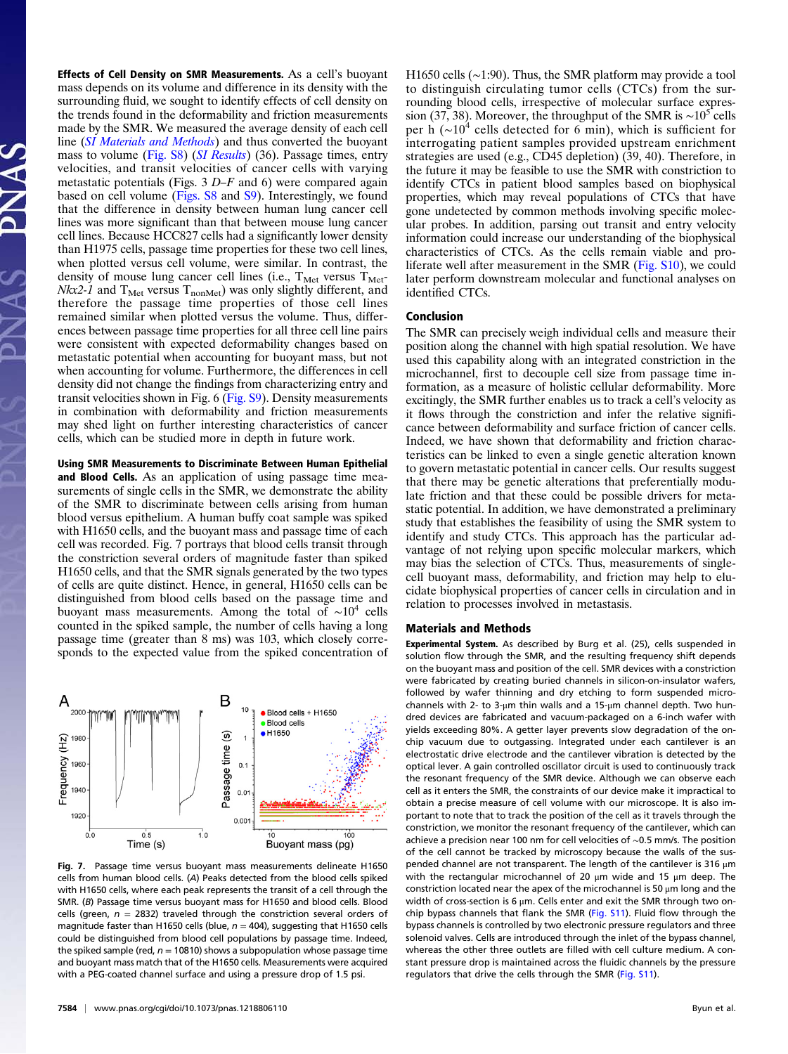**Effects of Cell Density on SMR Measurements.** As a cell's buoyant mass depends on its volume and difference in its density with the surrounding fluid, we sought to identify effects of cell density on the trends found in the deformability and friction measurements made by the SMR. We measured the average density of each cell line (*SI Materials and Methods*) and thus converted the buoyant mass to volume (Fig. S8) (*SI Results*) (36). Passage times, entry velocities, and transit velocities of cancer cells with varying metastatic potential (Figs. 3 *D–F* and 6) were compared again based on cell volume (Figs. S8 and S9). Interestingly, we found that the difference in density between human lung cancer cell lines was more significant than that between mouse lung cancer cell lines. Because HCC827 cells had a significantly lower density than H1975 cells, passage time properties for these two cell lines, when plotted versus cell volume, were similar. In contrast, the density of mouse lung cancer cell lines (i.e., $T_{Met}$ versus $T_{Met}$-*Nkx2-1* and $T_{Met}$ versus $T_{nonMet}$) was only slightly different, and therefore the passage time properties of those cell lines remained similar when plotted versus the volume. Thus, differences between passage time properties for all three cell line pairs were consistent with expected deformability changes based on metastatic potential when accounting for buoyant mass, but not when accounting for volume. Furthermore, the differences in cell density did not change the findings from characterizing entry and transit velocities shown in Fig. 6 (Fig. S9). Density measurements in combination with deformability and friction measurements may shed light on further interesting characteristics of cancer cells, which can be studied more in depth in future work.

**Using SMR Measurements to Discriminate Between Human Epithelial and Blood Cells.** As an application of using passage time measurements of single cells in the SMR, we demonstrate the ability of the SMR to discriminate between cells arising from human blood versus epithelium. A human buffy coat sample was spiked with H1650 cells, and the buoyant mass and passage time of each cell was recorded. Fig. 7 portrays that blood cells transit through the constriction several orders of magnitude faster than spiked H1650 cells, and that the SMR signals generated by the two types of cells are quite distinct. Hence, in general, H1650 cells can be distinguished from blood cells based on the passage time and buoyant mass measurements. Among the total of ~$10^4$ cells counted in the spiked sample, the number of cells having a long passage time (greater than 8 ms) was 103, which closely corresponds to the expected value from the spiked concentration of H1650 cells (~1:90). Thus, the SMR platform may provide a tool to distinguish circulating tumor cells (CTCs) from the surrounding blood cells, irrespective of molecular surface expression (37, 38). Moreover, the throughput of the SMR is ~$10^5$ cells per h (~$10^4$ cells detected for 6 min), which is sufficient for interrogating patient samples provided upstream enrichment strategies are used (e.g., CD45 depletion) (39, 40). Therefore, in the future it may be feasible to use the SMR with constriction to identify CTCs in patient blood samples based on biophysical properties, which may reveal populations of CTCs that have gone undetected by common methods involving specific molecular probes. In addition, parsing out transit and entry velocity information could increase our understanding of the biophysical characteristics of CTCs. As the cells remain viable and proliferate well after measurement in the SMR (Fig. S10), we could later perform downstream molecular and functional analyses on identified CTCs.

Fig. 7. Passage time versus buoyant mass measurements delineate H1650 cells from human blood cells. (*A*) Peaks detected from the blood cells spiked with H1650 cells, where each peak represents the transit of a cell through the SMR. (*B*) Passage time versus buoyant mass for H1650 and blood cells. Blood cells (green, $n$ = 2832) traveled through the constriction several orders of magnitude faster than H1650 cells (blue, $n$ = 404), suggesting that H1650 cells could be distinguished from blood cell populations by passage time. Indeed, the spiked sample (red, $n$ = 10810) shows a subpopulation whose passage time and buoyant mass match that of the H1650 cells. Measurements were acquired with a PEG-coated channel surface and using a pressure drop of 1.5 psi.

## Conclusion

The SMR can precisely weigh individual cells and measure their position along the channel with high spatial resolution. We have used this capability along with an integrated constriction in the microchannel, first to decouple cell size from passage time information, as a measure of holistic cellular deformability. More excitingly, the SMR further enables us to track a cell's velocity as it flows through the constriction and infer the relative significance between deformability and surface friction of cancer cells. Indeed, we have shown that deformability and friction characteristics can be linked to even a single genetic alteration known to govern metastatic potential in cancer cells. Our results suggest that there may be genetic alterations that preferentially modulate friction and that these could be possible drivers for metastatic potential. In addition, we have demonstrated a preliminary study that establishes the feasibility of using the SMR system to identify and study CTCs. This approach has the particular advantage of not relying upon specific molecular markers, which may bias the selection of CTCs. Thus, measurements of single-cell buoyant mass, deformability, and friction may help to elucidate biophysical properties of cancer cells in circulation and in relation to processes involved in metastasis.

## Materials and Methods

**Experimental System.** As described by Burg et al. (25), cells suspended in solution flow through the SMR, and the resulting frequency shift depends on the buoyant mass and position of the cell. SMR devices with a constriction were fabricated by creating buried channels in silicon-on-insulator wafers, followed by wafer thinning and dry etching to form suspended microchannels with 2- to 3-μm thin walls and a 15-μm channel depth. Two hundred devices are fabricated and vacuum-packaged on a 6-inch wafer with yields exceeding 80%. A getter layer prevents slow degradation of the on-chip vacuum due to outgassing. Integrated under each cantilever is an electrostatic drive electrode and the cantilever vibration is detected by the optical lever. A gain controlled oscillator circuit is used to continuously track the resonant frequency of the SMR device. Although we can observe each cell as it enters the SMR, the constraints of our device make it impractical to obtain a precise measure of cell volume with our microscope. It is also important to note that to track the position of the cell as it travels through the constriction, we monitor the resonant frequency of the cantilever, which can achieve a precision near 100 nm for cell velocities of ~0.5 mm/s. The position of the cell cannot be tracked by microscopy because the walls of the suspended channel are not transparent. The length of the cantilever is 316 μm with the rectangular microchannel of 20 μm wide and 15 μm deep. The constriction located near the apex of the microchannel is 50 μm long and the width of cross-section is 6 μm. Cells enter and exit the SMR through two on-chip bypass channels that flank the SMR (Fig. S11). Fluid flow through the bypass channels is controlled by two electronic pressure regulators and three solenoid valves. Cells are introduced through the inlet of the bypass channel, whereas the other three outlets are filled with cell culture medium. A constant pressure drop is maintained across the fluidic channels by the pressure regulators that drive the cells through the SMR (Fig. S11).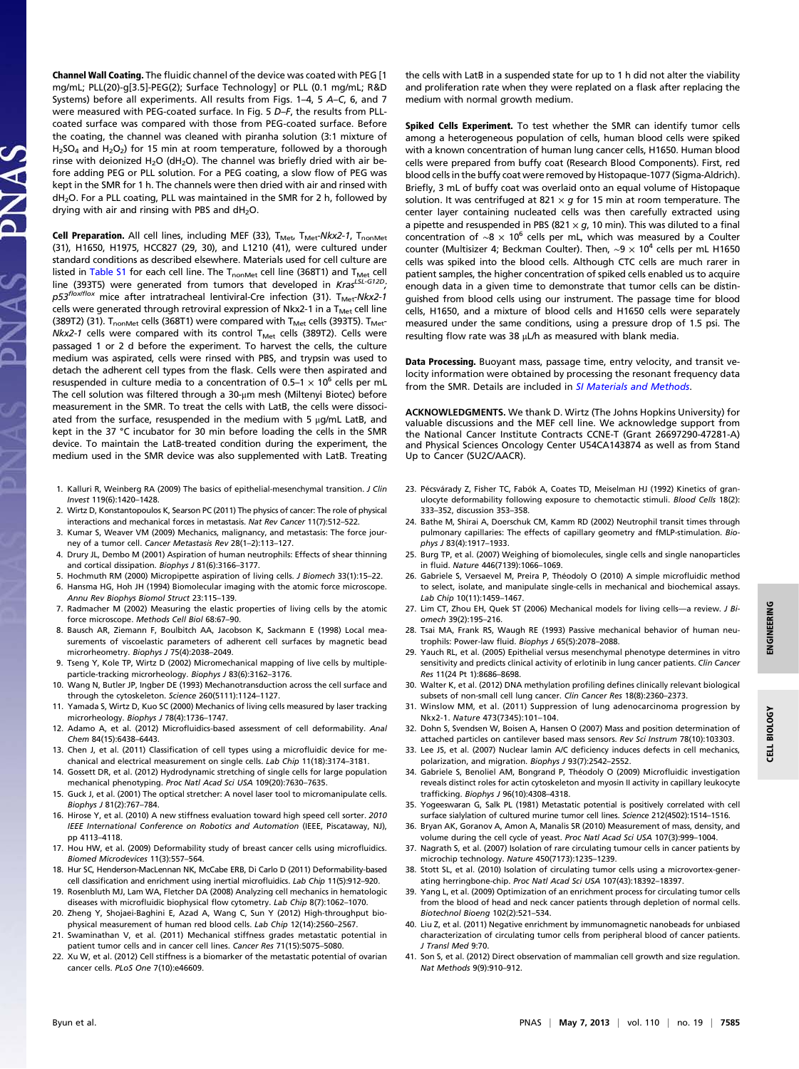**Channel Wall Coating.** The fluidic channel of the device was coated with PEG [1 mg/mL; PLL(20)-g[3.5]-PEG(2); Surface Technology] or PLL (0.1 mg/mL; R&D Systems) before all experiments. All results from Figs. 1–4, 5 *A–C*, 6, and 7 were measured with PEG-coated surface. In Fig. 5 *D–F*, the results from PLL-coated surface was compared with those from PEG-coated surface. Before the coating, the channel was cleaned with piranha solution (3:1 mixture of $H_2SO_4$ and $H_2O_2$) for 15 min at room temperature, followed by a thorough rinse with deionized $H_2O$ ($dH_2O$). The channel was briefly dried with air before adding PEG or PLL solution. For a PEG coating, a slow flow of PEG was kept in the SMR for 1 h. The channels were then dried with air and rinsed with $dH_2O$. For a PLL coating, PLL was maintained in the SMR for 2 h, followed by drying with air and rinsing with PBS and $dH_2O$.

**Cell Preparation.** All cell lines, including MEF (33), $T_{Met}$, $T_{Met}$-*Nkx2-1*, $T_{nonMet}$ (31), H1650, H1975, HCC827 (29, 30), and L1210 (41), were cultured under standard conditions as described elsewhere. Materials used for cell culture are listed in Table S1 for each cell line. The $T_{nonMet}$ cell line (368T1) and $T_{Met}$ cell line (393T5) were generated from tumors that developed in *Kras*$^{LSL\text{-}G12D}$; *p53*$^{flox/flox}$ mice after intratracheal lentiviral-Cre infection (31). $T_{Met}$-*Nkx2-1* cells were generated through retroviral expression of Nkx2-1 in a $T_{Met}$ cell line (389T2) (31). $T_{nonMet}$ cells (368T1) were compared with $T_{Met}$ cells (393T5). $T_{Met}$-*Nkx2-1* cells were compared with its control $T_{Met}$ cells (389T2). Cells were passaged 1 or 2 d before the experiment. To harvest the cells, the culture medium was aspirated, cells were rinsed with PBS, and trypsin was used to detach the adherent cell types from the flask. Cells were then aspirated and resuspended in culture media to a concentration of $0.5–1 \times 10^6$ cells per mL. The cell solution was filtered through a 30-μm mesh (Miltenyi Biotec) before measurement in the SMR. To treat the cells with LatB, the cells were dissociated from the surface, resuspended in the medium with 5 μg/mL LatB, and kept in the 37 °C incubator for 30 min before loading the cells in the SMR device. To maintain the LatB-treated condition during the experiment, the medium used in the SMR device was also supplemented with LatB. Treating the cells with LatB in a suspended state for up to 1 h did not alter the viability and proliferation rate when they were replated on a flask after replacing the medium with normal growth medium.

**Spiked Cells Experiment.** To test whether the SMR can identify tumor cells among a heterogeneous population of cells, human blood cells were spiked with a known concentration of human lung cancer cells, H1650. Human blood cells were prepared from buffy coat (Research Blood Components). First, red blood cells in the buffy coat were removed by Histopaque-1077 (Sigma-Aldrich). Briefly, 3 mL of buffy coat was overlaid onto an equal volume of Histopaque solution. It was centrifuged at 821 × *g* for 15 min at room temperature. The center layer containing nucleated cells was then carefully extracted using a pipette and resuspended in PBS (821 × *g*, 10 min). This was diluted to a final concentration of $\sim 8 \times 10^6$ cells per mL, which was measured by a Coulter counter (Multisizer 4; Beckman Coulter). Then, $\sim 9 \times 10^4$ cells per mL H1650 cells was spiked into the blood cells. Although CTC cells are much rarer in patient samples, the higher concentration of spiked cells enabled us to acquire enough data in a given time to demonstrate that tumor cells can be distinguished from blood cells using our instrument. The passage time for blood cells, H1650, and a mixture of blood cells and H1650 cells were separately measured under the same conditions, using a pressure drop of 1.5 psi. The resulting flow rate was 38 μL/h as measured with blank media.

**Data Processing.** Buoyant mass, passage time, entry velocity, and transit velocity information were obtained by processing the resonant frequency data from the SMR. Details are included in *SI Materials and Methods*.

**ACKNOWLEDGMENTS.** We thank D. Wirtz (The Johns Hopkins University) for valuable discussions and the MEF cell line. We acknowledge support from the National Cancer Institute Contracts CCNE-T (Grant 26697290-47281-A) and Physical Sciences Oncology Center U54CA143874 as well as from Stand Up to Cancer (SU2C/AACR).

1. Kalluri R, Weinberg RA (2009) The basics of epithelial-mesenchymal transition. *J Clin Invest* 119(6):1420–1428.
2. Wirtz D, Konstantopoulos K, Searson PC (2011) The physics of cancer: The role of physical interactions and mechanical forces in metastasis. *Nat Rev Cancer* 11(7):512–522.
3. Kumar S, Weaver VM (2009) Mechanics, malignancy, and metastasis: The force journey of a tumor cell. *Cancer Metastasis Rev* 28(1–2):113–127.
4. Drury JL, Dembo M (2001) Aspiration of human neutrophils: Effects of shear thinning and cortical dissipation. *Biophys J* 81(6):3166–3177.
5. Hochmuth RM (2000) Micropipette aspiration of living cells. *J Biomech* 33(1):15–22.
6. Hansma HG, Hoh JH (1994) Biomolecular imaging with the atomic force microscope. *Annu Rev Biophys Biomol Struct* 23:115–139.
7. Radmacher M (2002) Measuring the elastic properties of living cells by the atomic force microscope. *Methods Cell Biol* 68:67–90.
8. Bausch AR, Ziemann F, Boulbitch AA, Jacobson K, Sackmann E (1998) Local measurements of viscoelastic parameters of adherent cell surfaces by magnetic bead microrheometry. *Biophys J* 75(4):2038–2049.
9. Tseng Y, Kole TP, Wirtz D (2002) Micromechanical mapping of live cells by multiple-particle-tracking microrheology. *Biophys J* 83(6):3162–3176.
10. Wang N, Butler JP, Ingber DE (1993) Mechanotransduction across the cell surface and through the cytoskeleton. *Science* 260(5111):1124–1127.
11. Yamada S, Wirtz D, Kuo SC (2000) Mechanics of living cells measured by laser tracking microrheology. *Biophys J* 78(4):1736–1747.
12. Adamo A, et al. (2012) Microfluidics-based assessment of cell deformability. *Anal Chem* 84(15):6438–6443.
13. Chen J, et al. (2011) Classification of cell types using a microfluidic device for mechanical and electrical measurement on single cells. *Lab Chip* 11(18):3174–3181.
14. Gossett DR, et al. (2012) Hydrodynamic stretching of single cells for large population mechanical phenotyping. *Proc Natl Acad Sci USA* 109(20):7630–7635.
15. Guck J, et al. (2001) The optical stretcher: A novel laser tool to micromanipulate cells. *Biophys J* 81(2):767–784.
16. Hirose Y, et al. (2010) A new stiffness evaluation toward high speed cell sorter. *2010 IEEE International Conference on Robotics and Automation* (IEEE, Piscataway, NJ), pp 4113–4118.
17. Hou HW, et al. (2009) Deformability study of breast cancer cells using microfluidics. *Biomed Microdevices* 11(3):557–564.
18. Hur SC, Henderson-MacLennan NK, McCabe ERB, Di Carlo D (2011) Deformability-based cell classification and enrichment using inertial microfluidics. *Lab Chip* 11(5):912–920.
19. Rosenbluth MJ, Lam WA, Fletcher DA (2008) Analyzing cell mechanics in hematologic diseases with microfluidic biophysical flow cytometry. *Lab Chip* 8(7):1062–1070.
20. Zheng Y, Shojaei-Baghini E, Azad A, Wang C, Sun Y (2012) High-throughput biophysical measurement of human red blood cells. *Lab Chip* 12(14):2560–2567.
21. Swaminathan V, et al. (2011) Mechanical stiffness grades metastatic potential in patient tumor cells and in cancer cell lines. *Cancer Res* 71(15):5075–5080.
22. Xu W, et al. (2012) Cell stiffness is a biomarker of the metastatic potential of ovarian cancer cells. *PLoS One* 7(10):e46609.
23. Pécsvárady Z, Fisher TC, Fabók A, Coates TD, Meiselman HJ (1992) Kinetics of granulocyte deformability following exposure to chemotactic stimuli. *Blood Cells* 18(2): 333–352, discussion 353–358.
24. Bathe M, Shirai A, Doerschuk CM, Kamm RD (2002) Neutrophil transit times through pulmonary capillaries: The effects of capillary geometry and fMLP-stimulation. *Biophys J* 83(4):1917–1933.
25. Burg TP, et al. (2007) Weighing of biomolecules, single cells and single nanoparticles in fluid. *Nature* 446(7139):1066–1069.
26. Gabriele S, Versaevel M, Preira P, Théodoly O (2010) A simple microfluidic method to select, isolate, and manipulate single-cells in mechanical and biochemical assays. *Lab Chip* 10(11):1459–1467.
27. Lim CT, Zhou EH, Quek ST (2006) Mechanical models for living cells—a review. *J Biomech* 39(2):195–216.
28. Tsai MA, Frank RS, Waugh RE (1993) Passive mechanical behavior of human neutrophils: Power-law fluid. *Biophys J* 65(5):2078–2088.
29. Yauch RL, et al. (2005) Epithelial versus mesenchymal phenotype determines in vitro sensitivity and predicts clinical activity of erlotinib in lung cancer patients. *Clin Cancer Res* 11(24 Pt 1):8686–8698.
30. Walter K, et al. (2012) DNA methylation profiling defines clinically relevant biological subsets of non-small cell lung cancer. *Clin Cancer Res* 18(8):2360–2373.
31. Winslow MM, et al. (2011) Suppression of lung adenocarcinoma progression by Nkx2-1. *Nature* 473(7345):101–104.
32. Dohn S, Svendsen W, Boisen A, Hansen O (2007) Mass and position determination of attached particles on cantilever based mass sensors. *Rev Sci Instrum* 78(10):103303.
33. Lee JS, et al. (2007) Nuclear lamin A/C deficiency induces defects in cell mechanics, polarization, and migration. *Biophys J* 93(7):2542–2552.
34. Gabriele S, Benoliel AM, Bongrand P, Théodoly O (2009) Microfluidic investigation reveals distinct roles for actin cytoskeleton and myosin II activity in capillary leukocyte trafficking. *Biophys J* 96(10):4308–4318.
35. Yogeeswaran G, Salk PL (1981) Metastatic potential is positively correlated with cell surface sialylation of cultured murine tumor cell lines. *Science* 212(4502):1514–1516.
36. Bryan AK, Goranov A, Amon A, Manalis SR (2010) Measurement of mass, density, and volume during the cell cycle of yeast. *Proc Natl Acad Sci USA* 107(3):999–1004.
37. Nagrath S, et al. (2007) Isolation of rare circulating tumour cells in cancer patients by microchip technology. *Nature* 450(7173):1235–1239.
38. Stott SL, et al. (2010) Isolation of circulating tumor cells using a microvortex-generating herringbone-chip. *Proc Natl Acad Sci USA* 107(43):18392–18397.
39. Yang L, et al. (2009) Optimization of an enrichment process for circulating tumor cells from the blood of head and neck cancer patients through depletion of normal cells. *Biotechnol Bioeng* 102(2):521–534.
40. Liu Z, et al. (2011) Negative enrichment by immunomagnetic nanobeads for unbiased characterization of circulating tumor cells from peripheral blood of cancer patients. *J Transl Med* 9:70.
41. Son S, et al. (2012) Direct observation of mammalian cell growth and size regulation. *Nat Methods* 9(9):910–912.